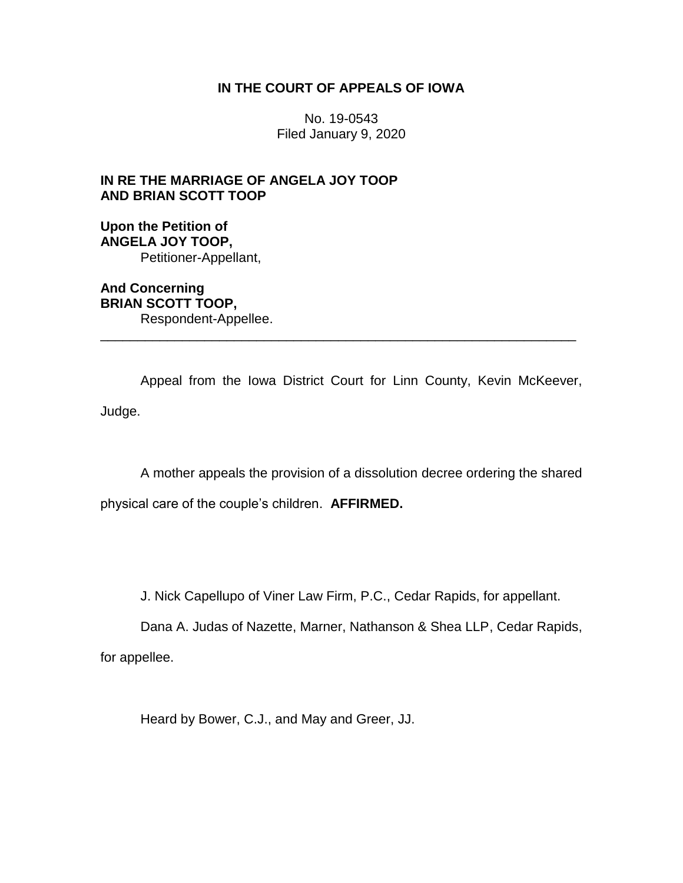**IN THE COURT OF APPEALS OF IOWA**

No. 19-0543
Filed January 9, 2020

**IN RE THE MARRIAGE OF ANGELA JOY TOOP AND BRIAN SCOTT TOOP**

**Upon the Petition of**
**ANGELA JOY TOOP,**
Petitioner-Appellant,

**And Concerning**
**BRIAN SCOTT TOOP,**
Respondent-Appellee.

---

Appeal from the Iowa District Court for Linn County, Kevin McKeever, Judge.

A mother appeals the provision of a dissolution decree ordering the shared physical care of the couple's children. **AFFIRMED.**

J. Nick Capellupo of Viner Law Firm, P.C., Cedar Rapids, for appellant.

Dana A. Judas of Nazette, Marner, Nathanson & Shea LLP, Cedar Rapids, for appellee.

Heard by Bower, C.J., and May and Greer, JJ.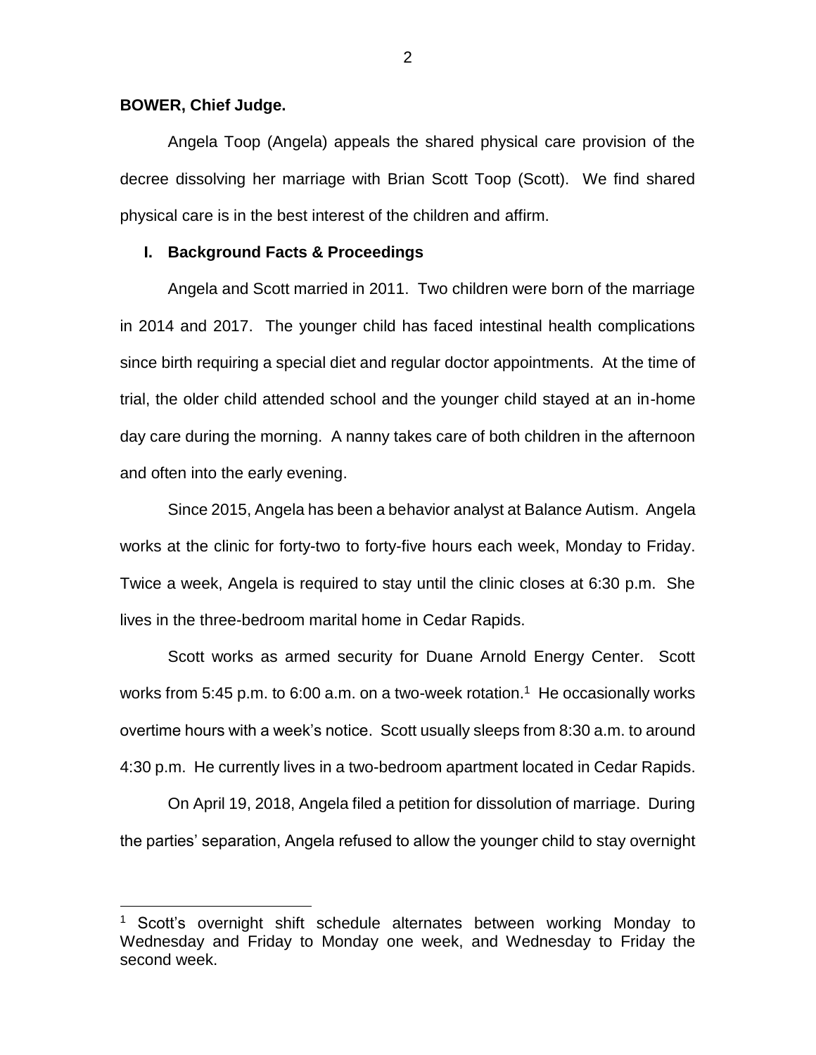**BOWER, Chief Judge.**

Angela Toop (Angela) appeals the shared physical care provision of the decree dissolving her marriage with Brian Scott Toop (Scott). We find shared physical care is in the best interest of the children and affirm.

## I. Background Facts & Proceedings

Angela and Scott married in 2011. Two children were born of the marriage in 2014 and 2017. The younger child has faced intestinal health complications since birth requiring a special diet and regular doctor appointments. At the time of trial, the older child attended school and the younger child stayed at an in-home day care during the morning. A nanny takes care of both children in the afternoon and often into the early evening.

Since 2015, Angela has been a behavior analyst at Balance Autism. Angela works at the clinic for forty-two to forty-five hours each week, Monday to Friday. Twice a week, Angela is required to stay until the clinic closes at 6:30 p.m. She lives in the three-bedroom marital home in Cedar Rapids.

Scott works as armed security for Duane Arnold Energy Center. Scott works from 5:45 p.m. to 6:00 a.m. on a two-week rotation.[1] He occasionally works overtime hours with a week's notice. Scott usually sleeps from 8:30 a.m. to around 4:30 p.m. He currently lives in a two-bedroom apartment located in Cedar Rapids.

On April 19, 2018, Angela filed a petition for dissolution of marriage. During the parties' separation, Angela refused to allow the younger child to stay overnight

---

[1] Scott's overnight shift schedule alternates between working Monday to Wednesday and Friday to Monday one week, and Wednesday to Friday the second week.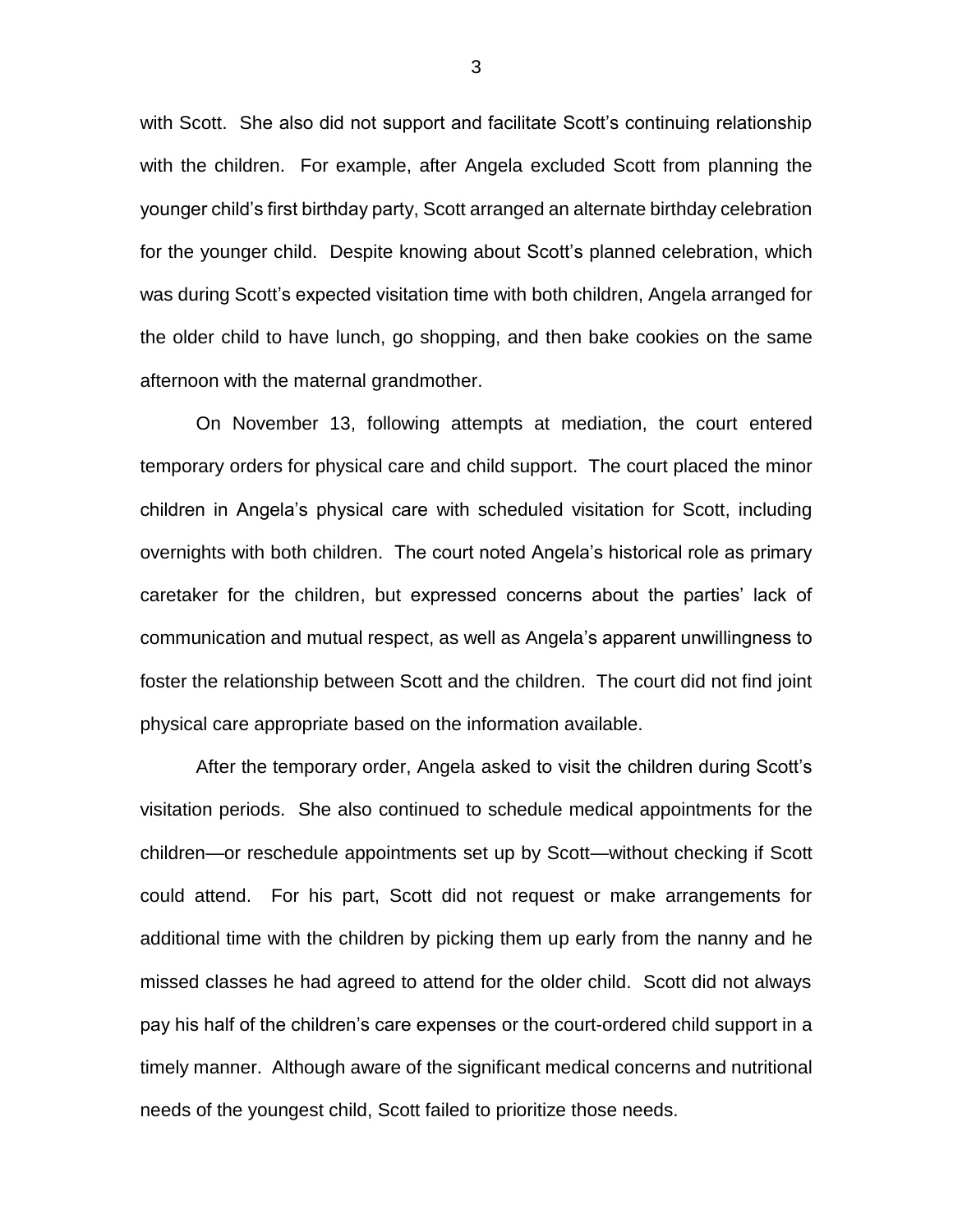with Scott. She also did not support and facilitate Scott's continuing relationship with the children. For example, after Angela excluded Scott from planning the younger child's first birthday party, Scott arranged an alternate birthday celebration for the younger child. Despite knowing about Scott's planned celebration, which was during Scott's expected visitation time with both children, Angela arranged for the older child to have lunch, go shopping, and then bake cookies on the same afternoon with the maternal grandmother.

On November 13, following attempts at mediation, the court entered temporary orders for physical care and child support. The court placed the minor children in Angela's physical care with scheduled visitation for Scott, including overnights with both children. The court noted Angela's historical role as primary caretaker for the children, but expressed concerns about the parties' lack of communication and mutual respect, as well as Angela's apparent unwillingness to foster the relationship between Scott and the children. The court did not find joint physical care appropriate based on the information available.

After the temporary order, Angela asked to visit the children during Scott's visitation periods. She also continued to schedule medical appointments for the children—or reschedule appointments set up by Scott—without checking if Scott could attend. For his part, Scott did not request or make arrangements for additional time with the children by picking them up early from the nanny and he missed classes he had agreed to attend for the older child. Scott did not always pay his half of the children's care expenses or the court-ordered child support in a timely manner. Although aware of the significant medical concerns and nutritional needs of the youngest child, Scott failed to prioritize those needs.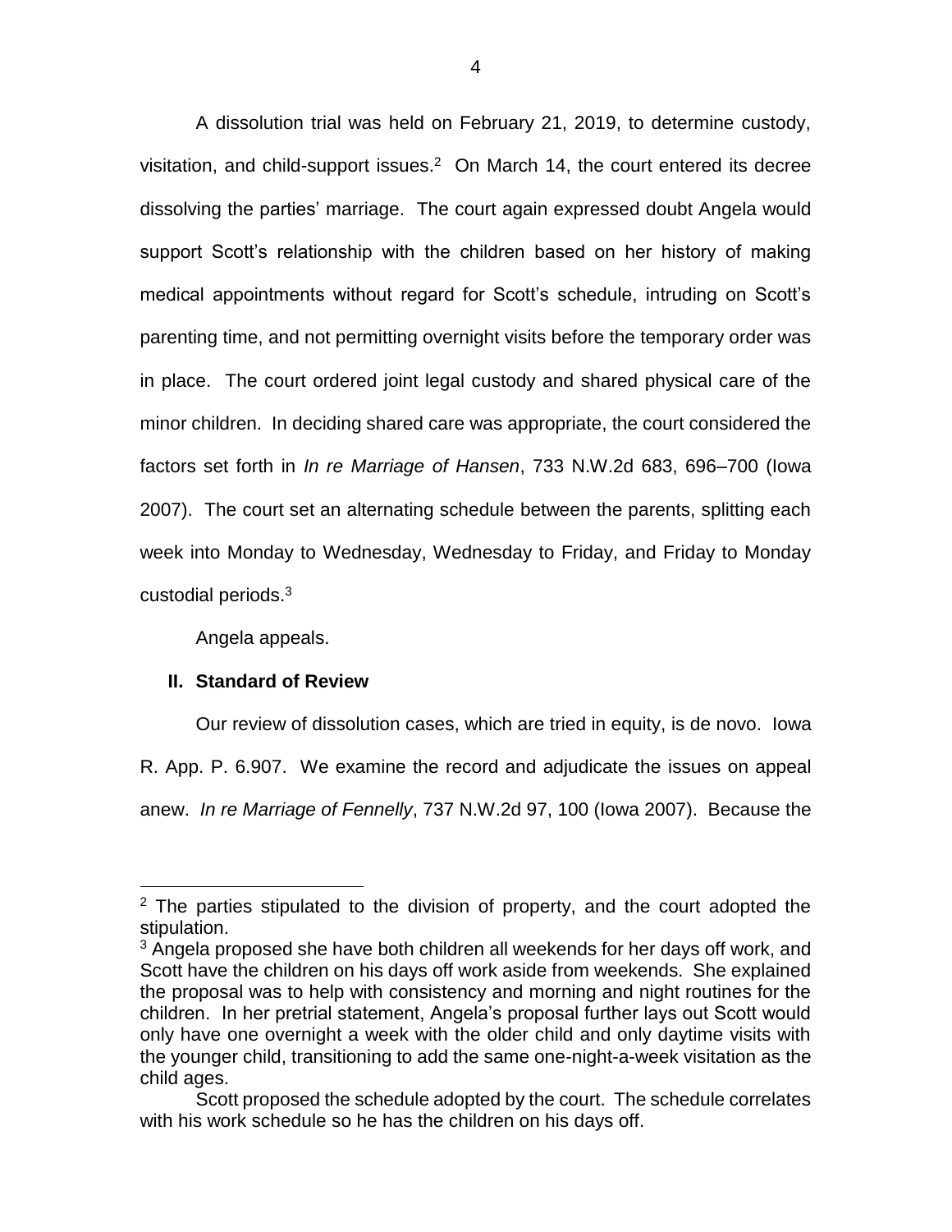A dissolution trial was held on February 21, 2019, to determine custody, visitation, and child-support issues.[2] On March 14, the court entered its decree dissolving the parties' marriage. The court again expressed doubt Angela would support Scott's relationship with the children based on her history of making medical appointments without regard for Scott's schedule, intruding on Scott's parenting time, and not permitting overnight visits before the temporary order was in place. The court ordered joint legal custody and shared physical care of the minor children. In deciding shared care was appropriate, the court considered the factors set forth in *In re Marriage of Hansen*, 733 N.W.2d 683, 696–700 (Iowa 2007). The court set an alternating schedule between the parents, splitting each week into Monday to Wednesday, Wednesday to Friday, and Friday to Monday custodial periods.[3]

Angela appeals.

## II. Standard of Review

Our review of dissolution cases, which are tried in equity, is de novo. Iowa R. App. P. 6.907. We examine the record and adjudicate the issues on appeal anew. *In re Marriage of Fennelly*, 737 N.W.2d 97, 100 (Iowa 2007). Because the

---

[2] The parties stipulated to the division of property, and the court adopted the stipulation.

[3] Angela proposed she have both children all weekends for her days off work, and Scott have the children on his days off work aside from weekends. She explained the proposal was to help with consistency and morning and night routines for the children. In her pretrial statement, Angela's proposal further lays out Scott would only have one overnight a week with the older child and only daytime visits with the younger child, transitioning to add the same one-night-a-week visitation as the child ages.

Scott proposed the schedule adopted by the court. The schedule correlates with his work schedule so he has the children on his days off.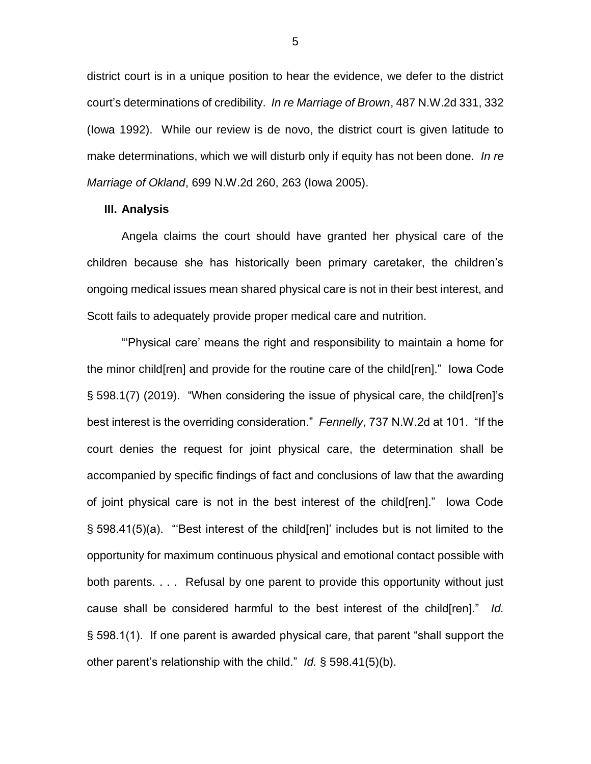district court is in a unique position to hear the evidence, we defer to the district court's determinations of credibility. *In re Marriage of Brown*, 487 N.W.2d 331, 332 (Iowa 1992). While our review is de novo, the district court is given latitude to make determinations, which we will disturb only if equity has not been done. *In re Marriage of Okland*, 699 N.W.2d 260, 263 (Iowa 2005).

### III. Analysis

Angela claims the court should have granted her physical care of the children because she has historically been primary caretaker, the children's ongoing medical issues mean shared physical care is not in their best interest, and Scott fails to adequately provide proper medical care and nutrition.

"'Physical care' means the right and responsibility to maintain a home for the minor child[ren] and provide for the routine care of the child[ren]." Iowa Code § 598.1(7) (2019). "When considering the issue of physical care, the child[ren]'s best interest is the overriding consideration." *Fennelly*, 737 N.W.2d at 101. "If the court denies the request for joint physical care, the determination shall be accompanied by specific findings of fact and conclusions of law that the awarding of joint physical care is not in the best interest of the child[ren]." Iowa Code § 598.41(5)(a). "'Best interest of the child[ren]' includes but is not limited to the opportunity for maximum continuous physical and emotional contact possible with both parents. . . . Refusal by one parent to provide this opportunity without just cause shall be considered harmful to the best interest of the child[ren]." *Id.* § 598.1(1). If one parent is awarded physical care, that parent "shall support the other parent's relationship with the child." *Id.* § 598.41(5)(b).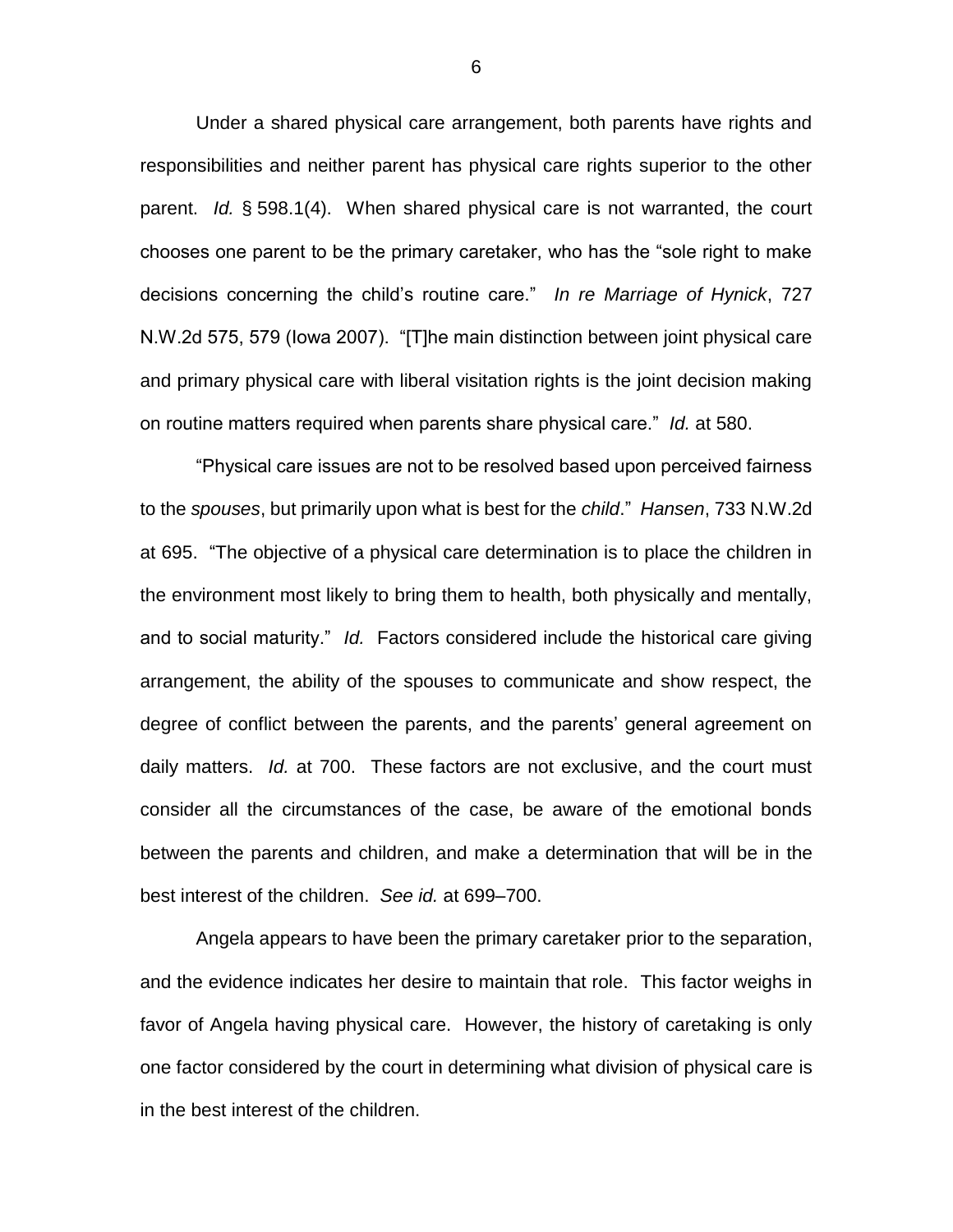Under a shared physical care arrangement, both parents have rights and responsibilities and neither parent has physical care rights superior to the other parent. *Id.* § 598.1(4). When shared physical care is not warranted, the court chooses one parent to be the primary caretaker, who has the "sole right to make decisions concerning the child's routine care." *In re Marriage of Hynick*, 727 N.W.2d 575, 579 (Iowa 2007). "[T]he main distinction between joint physical care and primary physical care with liberal visitation rights is the joint decision making on routine matters required when parents share physical care." *Id.* at 580.

"Physical care issues are not to be resolved based upon perceived fairness to the *spouses*, but primarily upon what is best for the *child*." *Hansen*, 733 N.W.2d at 695. "The objective of a physical care determination is to place the children in the environment most likely to bring them to health, both physically and mentally, and to social maturity." *Id.* Factors considered include the historical care giving arrangement, the ability of the spouses to communicate and show respect, the degree of conflict between the parents, and the parents' general agreement on daily matters. *Id.* at 700. These factors are not exclusive, and the court must consider all the circumstances of the case, be aware of the emotional bonds between the parents and children, and make a determination that will be in the best interest of the children. *See id.* at 699–700.

Angela appears to have been the primary caretaker prior to the separation, and the evidence indicates her desire to maintain that role. This factor weighs in favor of Angela having physical care. However, the history of caretaking is only one factor considered by the court in determining what division of physical care is in the best interest of the children.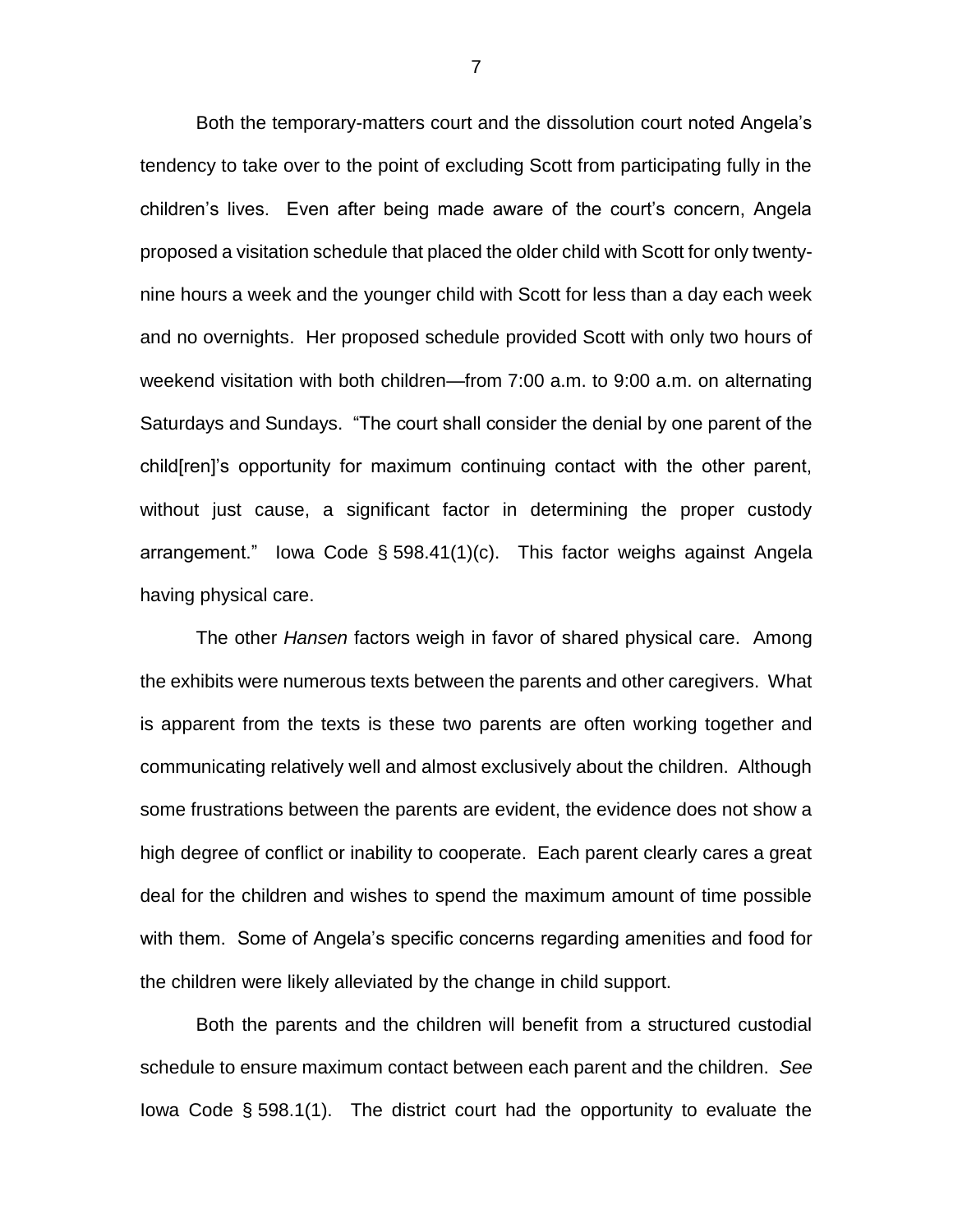Both the temporary-matters court and the dissolution court noted Angela's tendency to take over to the point of excluding Scott from participating fully in the children's lives. Even after being made aware of the court's concern, Angela proposed a visitation schedule that placed the older child with Scott for only twenty-nine hours a week and the younger child with Scott for less than a day each week and no overnights. Her proposed schedule provided Scott with only two hours of weekend visitation with both children—from 7:00 a.m. to 9:00 a.m. on alternating Saturdays and Sundays. "The court shall consider the denial by one parent of the child[ren]'s opportunity for maximum continuing contact with the other parent, without just cause, a significant factor in determining the proper custody arrangement." Iowa Code § 598.41(1)(c). This factor weighs against Angela having physical care.

The other *Hansen* factors weigh in favor of shared physical care. Among the exhibits were numerous texts between the parents and other caregivers. What is apparent from the texts is these two parents are often working together and communicating relatively well and almost exclusively about the children. Although some frustrations between the parents are evident, the evidence does not show a high degree of conflict or inability to cooperate. Each parent clearly cares a great deal for the children and wishes to spend the maximum amount of time possible with them. Some of Angela's specific concerns regarding amenities and food for the children were likely alleviated by the change in child support.

Both the parents and the children will benefit from a structured custodial schedule to ensure maximum contact between each parent and the children. *See* Iowa Code § 598.1(1). The district court had the opportunity to evaluate the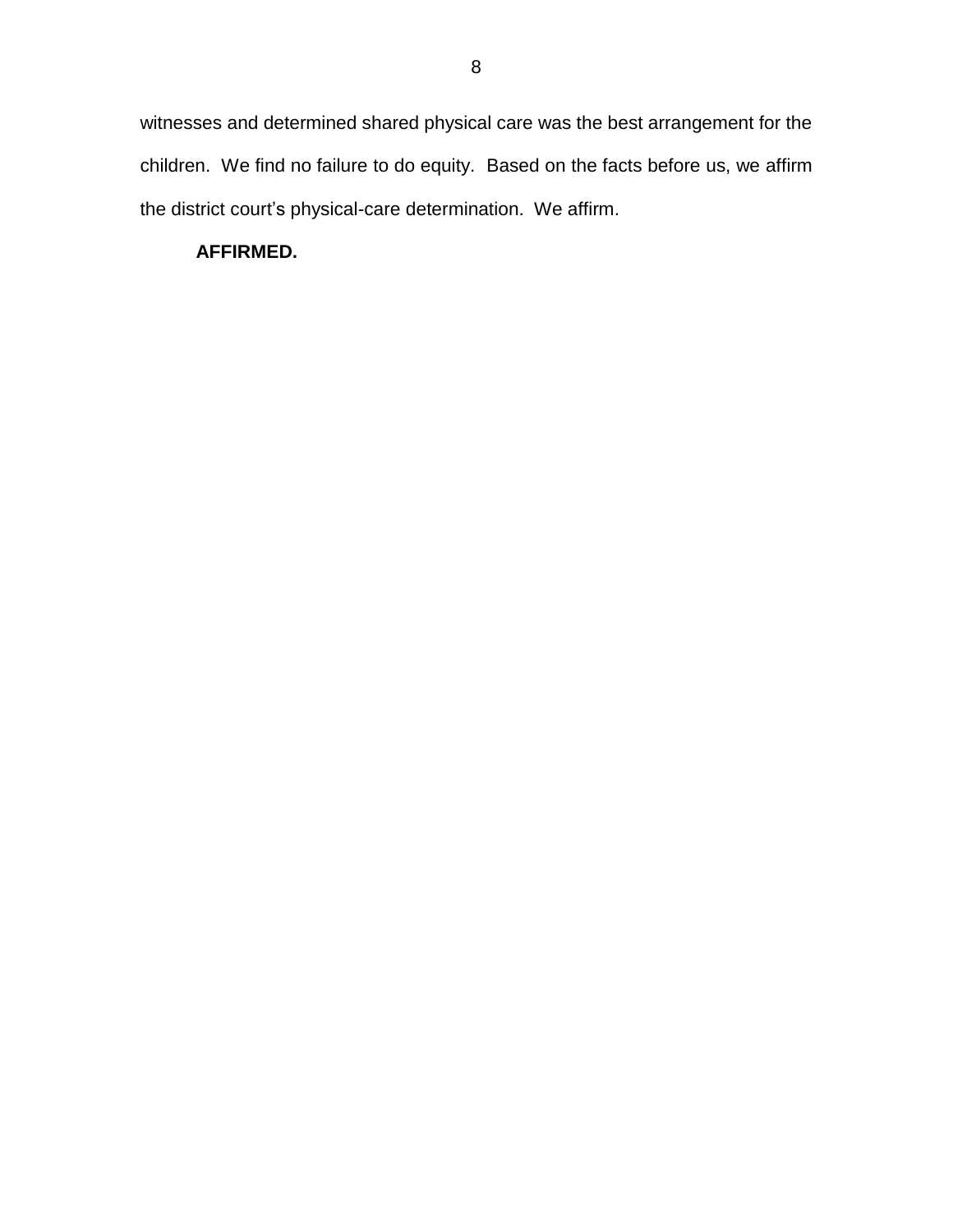witnesses and determined shared physical care was the best arrangement for the children. We find no failure to do equity. Based on the facts before us, we affirm the district court's physical-care determination. We affirm.

**AFFIRMED.**